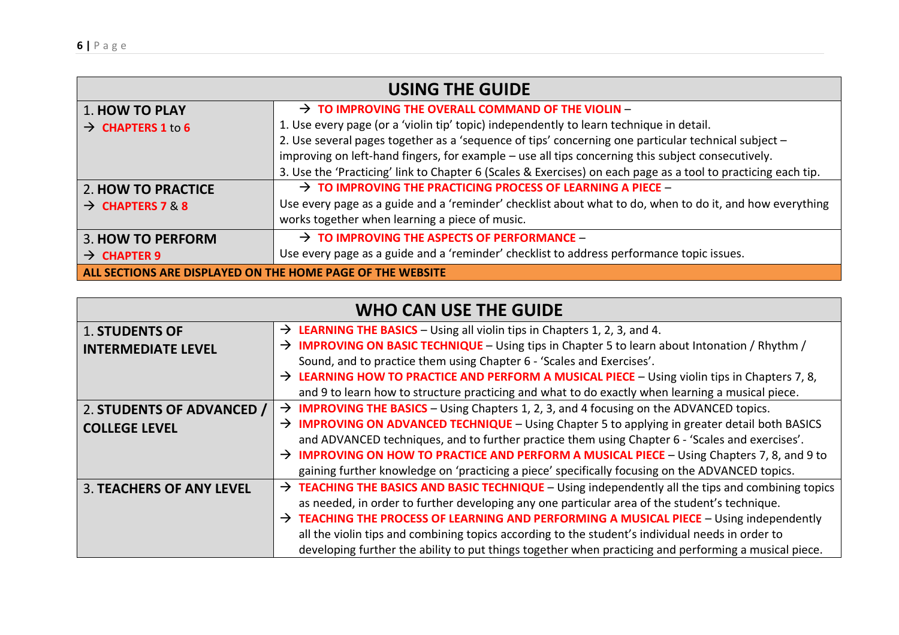| USING THE GUIDE | |
|---|---|
| 1. **HOW TO PLAY** → **CHAPTERS 1** to **6** | → **TO IMPROVING THE OVERALL COMMAND OF THE VIOLIN** – 1. Use every page (or a 'violin tip' topic) independently to learn technique in detail. 2. Use several pages together as a 'sequence of tips' concerning one particular technical subject – improving on left-hand fingers, for example – use all tips concerning this subject consecutively. 3. Use the 'Practicing' link to Chapter 6 (Scales & Exercises) on each page as a tool to practicing each tip. |
| 2. **HOW TO PRACTICE** → **CHAPTERS 7** & **8** | → **TO IMPROVING THE PRACTICING PROCESS OF LEARNING A PIECE** – Use every page as a guide and a 'reminder' checklist about what to do, when to do it, and how everything works together when learning a piece of music. |
| 3. **HOW TO PERFORM** → **CHAPTER 9** | → **TO IMPROVING THE ASPECTS OF PERFORMANCE** – Use every page as a guide and a 'reminder' checklist to address performance topic issues. |
| **ALL SECTIONS ARE DISPLAYED ON THE HOME PAGE OF THE WEBSITE** | |

| WHO CAN USE THE GUIDE | |
|---|---|
| 1. **STUDENTS OF INTERMEDIATE LEVEL** | → **LEARNING THE BASICS** – Using all violin tips in Chapters 1, 2, 3, and 4. → **IMPROVING ON BASIC TECHNIQUE** – Using tips in Chapter 5 to learn about Intonation / Rhythm / Sound, and to practice them using Chapter 6 - 'Scales and Exercises'. → **LEARNING HOW TO PRACTICE AND PERFORM A MUSICAL PIECE** – Using violin tips in Chapters 7, 8, and 9 to learn how to structure practicing and what to do exactly when learning a musical piece. |
| 2. **STUDENTS OF ADVANCED / COLLEGE LEVEL** | → **IMPROVING THE BASICS** – Using Chapters 1, 2, 3, and 4 focusing on the ADVANCED topics. → **IMPROVING ON ADVANCED TECHNIQUE** – Using Chapter 5 to applying in greater detail both BASICS and ADVANCED techniques, and to further practice them using Chapter 6 - 'Scales and exercises'. → **IMPROVING ON HOW TO PRACTICE AND PERFORM A MUSICAL PIECE** – Using Chapters 7, 8, and 9 to gaining further knowledge on 'practicing a piece' specifically focusing on the ADVANCED topics. |
| 3. **TEACHERS OF ANY LEVEL** | → **TEACHING THE BASICS AND BASIC TECHNIQUE** – Using independently all the tips and combining topics as needed, in order to further developing any one particular area of the student's technique. → **TEACHING THE PROCESS OF LEARNING AND PERFORMING A MUSICAL PIECE** – Using independently all the violin tips and combining topics according to the student's individual needs in order to developing further the ability to put things together when practicing and performing a musical piece. |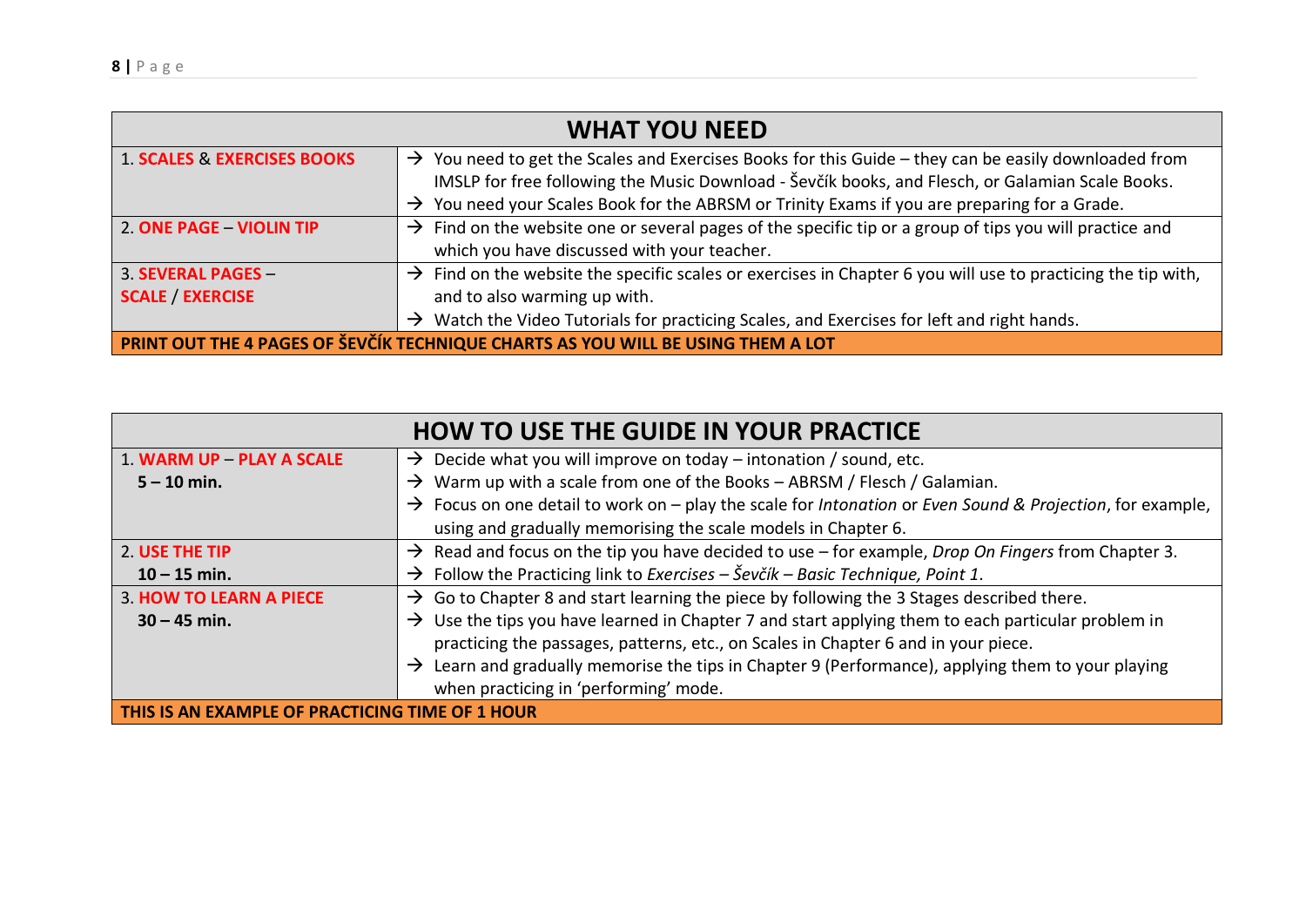| WHAT YOU NEED | |
|---|---|
| 1. **SCALES** & **EXERCISES BOOKS** | → You need to get the Scales and Exercises Books for this Guide – they can be easily downloaded from IMSLP for free following the Music Download - Ševčík books, and Flesch, or Galamian Scale Books.<br>→ You need your Scales Book for the ABRSM or Trinity Exams if you are preparing for a Grade. |
| 2. **ONE PAGE** – **VIOLIN TIP** | → Find on the website one or several pages of the specific tip or a group of tips you will practice and which you have discussed with your teacher. |
| 3. **SEVERAL PAGES** – **SCALE** / **EXERCISE** | → Find on the website the specific scales or exercises in Chapter 6 you will use to practicing the tip with, and to also warming up with.<br>→ Watch the Video Tutorials for practicing Scales, and Exercises for left and right hands. |
| **PRINT OUT THE 4 PAGES OF ŠEVČÍK TECHNIQUE CHARTS AS YOU WILL BE USING THEM A LOT** | |

| HOW TO USE THE GUIDE IN YOUR PRACTICE | |
|---|---|
| 1. **WARM UP** – **PLAY A SCALE**<br>**5 – 10 min.** | → Decide what you will improve on today – intonation / sound, etc.<br>→ Warm up with a scale from one of the Books – ABRSM / Flesch / Galamian.<br>→ Focus on one detail to work on – play the scale for *Intonation* or *Even Sound & Projection*, for example, using and gradually memorising the scale models in Chapter 6. |
| 2. **USE THE TIP**<br>**10 – 15 min.** | → Read and focus on the tip you have decided to use – for example, *Drop On Fingers* from Chapter 3.<br>→ Follow the Practicing link to *Exercises – Ševčík – Basic Technique, Point 1*. |
| 3. **HOW TO LEARN A PIECE**<br>**30 – 45 min.** | → Go to Chapter 8 and start learning the piece by following the 3 Stages described there.<br>→ Use the tips you have learned in Chapter 7 and start applying them to each particular problem in practicing the passages, patterns, etc., on Scales in Chapter 6 and in your piece.<br>→ Learn and gradually memorise the tips in Chapter 9 (Performance), applying them to your playing when practicing in 'performing' mode. |
| **THIS IS AN EXAMPLE OF PRACTICING TIME OF 1 HOUR** | |